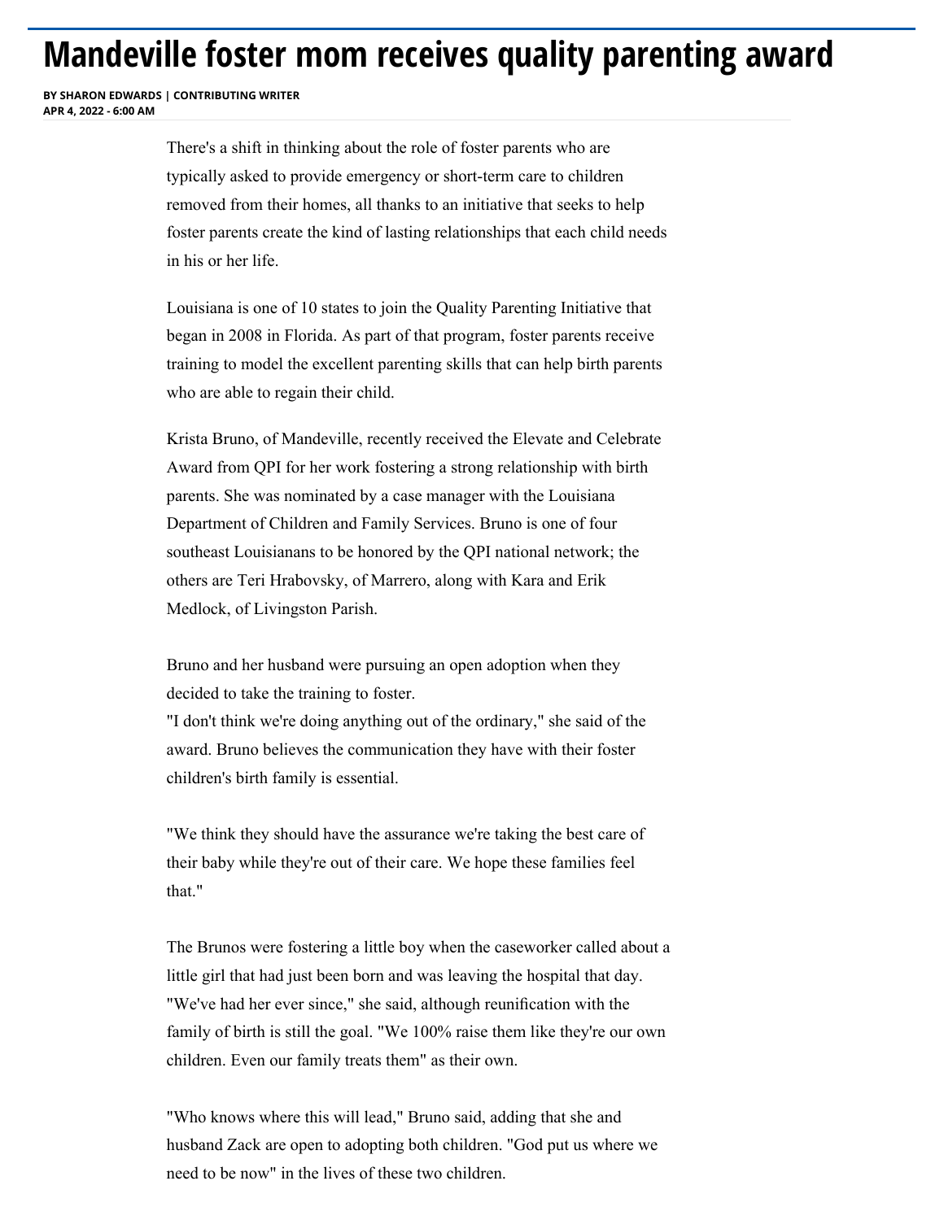# Mandeville foster mom receives quality parenting award

**BY SHARON EDWARDS | CONTRIBUTING WRITER**
**APR 4, 2022 - 6:00 AM**

There's a shift in thinking about the role of foster parents who are typically asked to provide emergency or short-term care to children removed from their homes, all thanks to an initiative that seeks to help foster parents create the kind of lasting relationships that each child needs in his or her life.

Louisiana is one of 10 states to join the Quality Parenting Initiative that began in 2008 in Florida. As part of that program, foster parents receive training to model the excellent parenting skills that can help birth parents who are able to regain their child.

Krista Bruno, of Mandeville, recently received the Elevate and Celebrate Award from QPI for her work fostering a strong relationship with birth parents. She was nominated by a case manager with the Louisiana Department of Children and Family Services. Bruno is one of four southeast Louisianans to be honored by the QPI national network; the others are Teri Hrabovsky, of Marrero, along with Kara and Erik Medlock, of Livingston Parish.

Bruno and her husband were pursuing an open adoption when they decided to take the training to foster.
"I don't think we're doing anything out of the ordinary," she said of the award. Bruno believes the communication they have with their foster children's birth family is essential.

"We think they should have the assurance we're taking the best care of their baby while they're out of their care. We hope these families feel that."

The Brunos were fostering a little boy when the caseworker called about a little girl that had just been born and was leaving the hospital that day. "We've had her ever since," she said, although reunification with the family of birth is still the goal. "We 100% raise them like they're our own children. Even our family treats them" as their own.

"Who knows where this will lead," Bruno said, adding that she and husband Zack are open to adopting both children. "God put us where we need to be now" in the lives of these two children.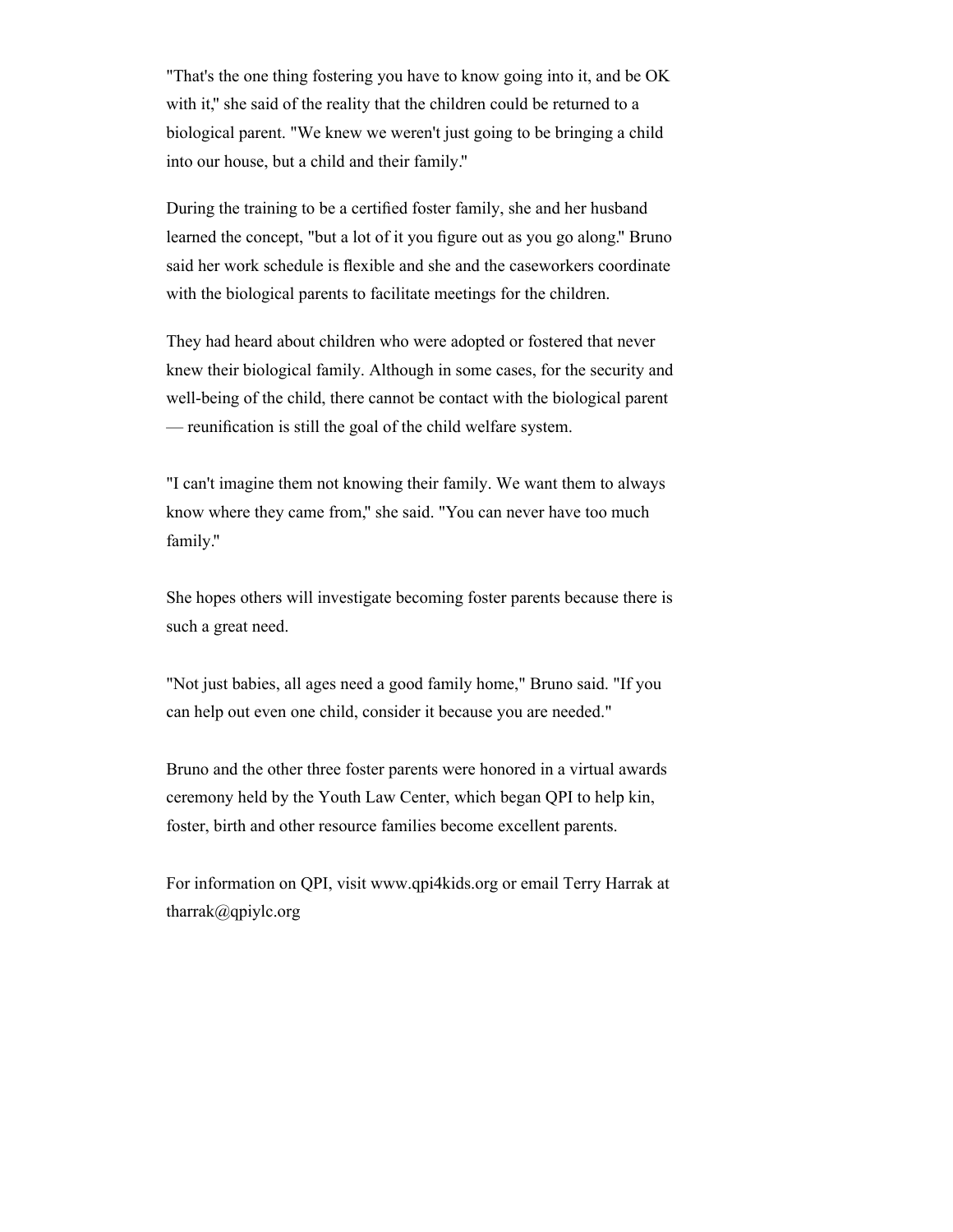"That's the one thing fostering you have to know going into it, and be OK with it," she said of the reality that the children could be returned to a biological parent. "We knew we weren't just going to be bringing a child into our house, but a child and their family."

During the training to be a certified foster family, she and her husband learned the concept, "but a lot of it you figure out as you go along." Bruno said her work schedule is flexible and she and the caseworkers coordinate with the biological parents to facilitate meetings for the children.

They had heard about children who were adopted or fostered that never knew their biological family. Although in some cases, for the security and well-being of the child, there cannot be contact with the biological parent — reunification is still the goal of the child welfare system.

"I can't imagine them not knowing their family. We want them to always know where they came from," she said. "You can never have too much family."

She hopes others will investigate becoming foster parents because there is such a great need.

"Not just babies, all ages need a good family home," Bruno said. "If you can help out even one child, consider it because you are needed."

Bruno and the other three foster parents were honored in a virtual awards ceremony held by the Youth Law Center, which began QPI to help kin, foster, birth and other resource families become excellent parents.

For information on QPI, visit www.qpi4kids.org or email Terry Harrak at tharrak@qpiylc.org